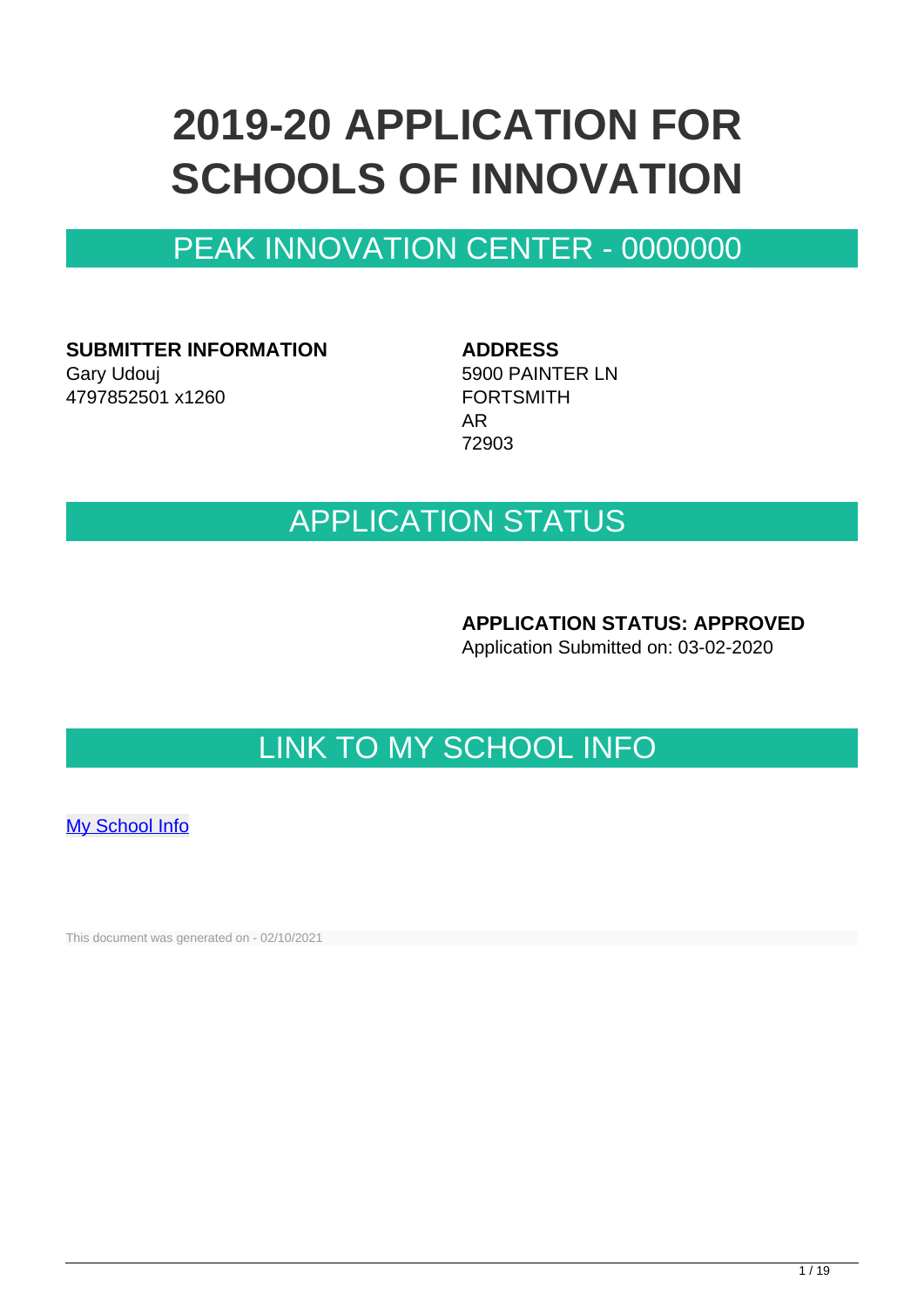# 2019-20 APPLICATION FOR SCHOOLS OF INNOVATION

## PEAK INNOVATION CENTER - 0000000

**SUBMITTER INFORMATION**
Gary Udouj
4797852501 x1260

**ADDRESS**
5900 PAINTER LN
FORTSMITH
AR
72903

## APPLICATION STATUS

**APPLICATION STATUS: APPROVED**
Application Submitted on: 03-02-2020

## LINK TO MY SCHOOL INFO

[My School Info]

This document was generated on - 02/10/2021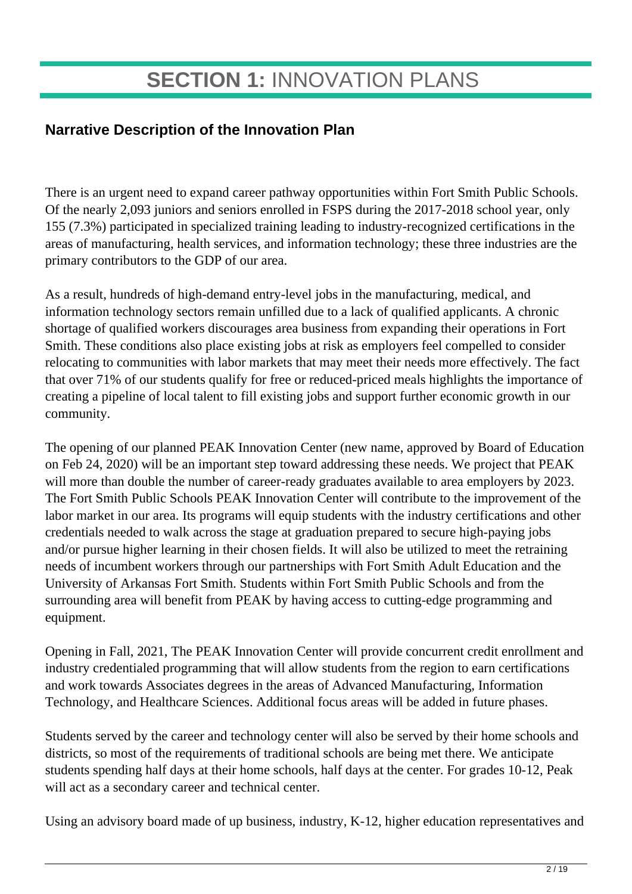# **SECTION 1:** INNOVATION PLANS

## Narrative Description of the Innovation Plan

There is an urgent need to expand career pathway opportunities within Fort Smith Public Schools. Of the nearly 2,093 juniors and seniors enrolled in FSPS during the 2017-2018 school year, only 155 (7.3%) participated in specialized training leading to industry-recognized certifications in the areas of manufacturing, health services, and information technology; these three industries are the primary contributors to the GDP of our area.

As a result, hundreds of high-demand entry-level jobs in the manufacturing, medical, and information technology sectors remain unfilled due to a lack of qualified applicants. A chronic shortage of qualified workers discourages area business from expanding their operations in Fort Smith. These conditions also place existing jobs at risk as employers feel compelled to consider relocating to communities with labor markets that may meet their needs more effectively. The fact that over 71% of our students qualify for free or reduced-priced meals highlights the importance of creating a pipeline of local talent to fill existing jobs and support further economic growth in our community.

The opening of our planned PEAK Innovation Center (new name, approved by Board of Education on Feb 24, 2020) will be an important step toward addressing these needs. We project that PEAK will more than double the number of career-ready graduates available to area employers by 2023. The Fort Smith Public Schools PEAK Innovation Center will contribute to the improvement of the labor market in our area. Its programs will equip students with the industry certifications and other credentials needed to walk across the stage at graduation prepared to secure high-paying jobs and/or pursue higher learning in their chosen fields. It will also be utilized to meet the retraining needs of incumbent workers through our partnerships with Fort Smith Adult Education and the University of Arkansas Fort Smith. Students within Fort Smith Public Schools and from the surrounding area will benefit from PEAK by having access to cutting-edge programming and equipment.

Opening in Fall, 2021, The PEAK Innovation Center will provide concurrent credit enrollment and industry credentialed programming that will allow students from the region to earn certifications and work towards Associates degrees in the areas of Advanced Manufacturing, Information Technology, and Healthcare Sciences. Additional focus areas will be added in future phases.

Students served by the career and technology center will also be served by their home schools and districts, so most of the requirements of traditional schools are being met there. We anticipate students spending half days at their home schools, half days at the center. For grades 10-12, Peak will act as a secondary career and technical center.

Using an advisory board made of up business, industry, K-12, higher education representatives and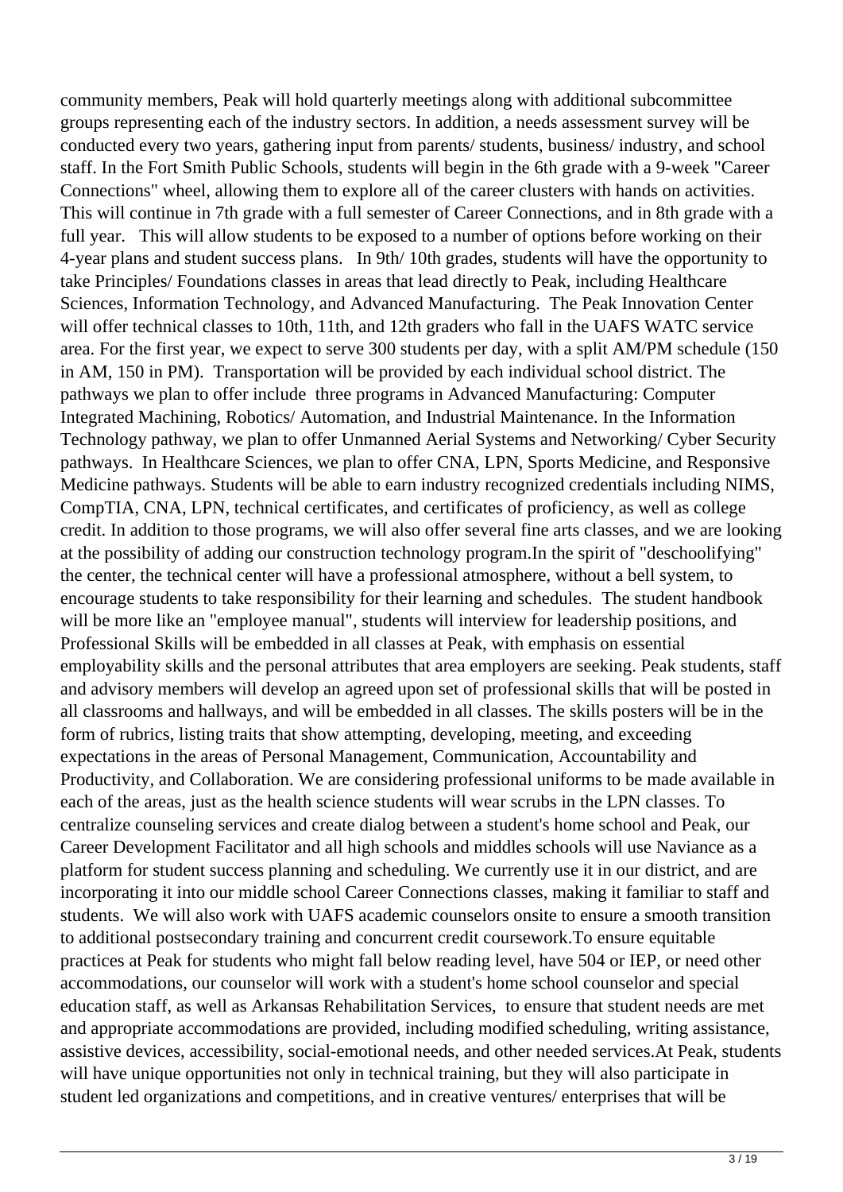community members, Peak will hold quarterly meetings along with additional subcommittee groups representing each of the industry sectors. In addition, a needs assessment survey will be conducted every two years, gathering input from parents/ students, business/ industry, and school staff. In the Fort Smith Public Schools, students will begin in the 6th grade with a 9-week "Career Connections" wheel, allowing them to explore all of the career clusters with hands on activities. This will continue in 7th grade with a full semester of Career Connections, and in 8th grade with a full year. This will allow students to be exposed to a number of options before working on their 4-year plans and student success plans. In 9th/ 10th grades, students will have the opportunity to take Principles/ Foundations classes in areas that lead directly to Peak, including Healthcare Sciences, Information Technology, and Advanced Manufacturing. The Peak Innovation Center will offer technical classes to 10th, 11th, and 12th graders who fall in the UAFS WATC service area. For the first year, we expect to serve 300 students per day, with a split AM/PM schedule (150 in AM, 150 in PM). Transportation will be provided by each individual school district. The pathways we plan to offer include three programs in Advanced Manufacturing: Computer Integrated Machining, Robotics/ Automation, and Industrial Maintenance. In the Information Technology pathway, we plan to offer Unmanned Aerial Systems and Networking/ Cyber Security pathways. In Healthcare Sciences, we plan to offer CNA, LPN, Sports Medicine, and Responsive Medicine pathways. Students will be able to earn industry recognized credentials including NIMS, CompTIA, CNA, LPN, technical certificates, and certificates of proficiency, as well as college credit. In addition to those programs, we will also offer several fine arts classes, and we are looking at the possibility of adding our construction technology program.In the spirit of "deschoolifying" the center, the technical center will have a professional atmosphere, without a bell system, to encourage students to take responsibility for their learning and schedules. The student handbook will be more like an "employee manual", students will interview for leadership positions, and Professional Skills will be embedded in all classes at Peak, with emphasis on essential employability skills and the personal attributes that area employers are seeking. Peak students, staff and advisory members will develop an agreed upon set of professional skills that will be posted in all classrooms and hallways, and will be embedded in all classes. The skills posters will be in the form of rubrics, listing traits that show attempting, developing, meeting, and exceeding expectations in the areas of Personal Management, Communication, Accountability and Productivity, and Collaboration. We are considering professional uniforms to be made available in each of the areas, just as the health science students will wear scrubs in the LPN classes. To centralize counseling services and create dialog between a student's home school and Peak, our Career Development Facilitator and all high schools and middles schools will use Naviance as a platform for student success planning and scheduling. We currently use it in our district, and are incorporating it into our middle school Career Connections classes, making it familiar to staff and students. We will also work with UAFS academic counselors onsite to ensure a smooth transition to additional postsecondary training and concurrent credit coursework.To ensure equitable practices at Peak for students who might fall below reading level, have 504 or IEP, or need other accommodations, our counselor will work with a student's home school counselor and special education staff, as well as Arkansas Rehabilitation Services, to ensure that student needs are met and appropriate accommodations are provided, including modified scheduling, writing assistance, assistive devices, accessibility, social-emotional needs, and other needed services.At Peak, students will have unique opportunities not only in technical training, but they will also participate in student led organizations and competitions, and in creative ventures/ enterprises that will be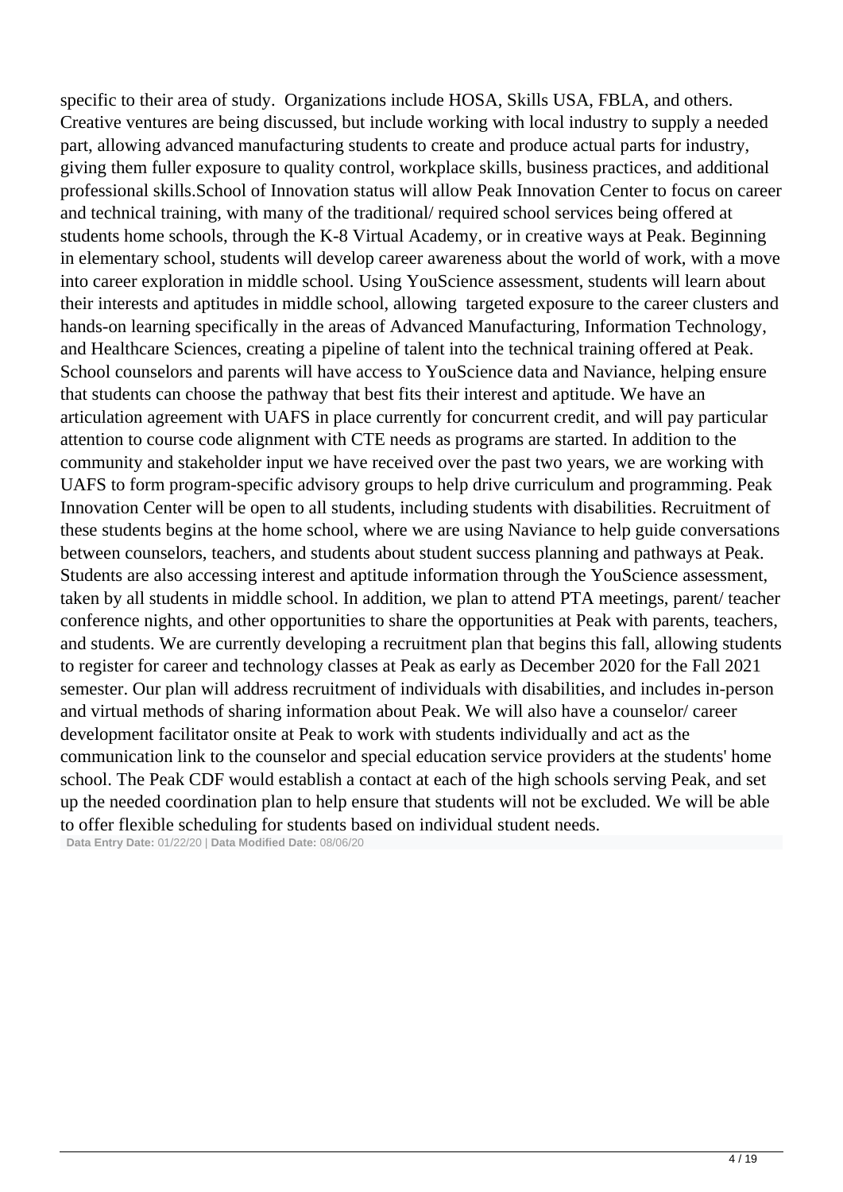specific to their area of study.  Organizations include HOSA, Skills USA, FBLA, and others. Creative ventures are being discussed, but include working with local industry to supply a needed part, allowing advanced manufacturing students to create and produce actual parts for industry, giving them fuller exposure to quality control, workplace skills, business practices, and additional professional skills.School of Innovation status will allow Peak Innovation Center to focus on career and technical training, with many of the traditional/ required school services being offered at students home schools, through the K-8 Virtual Academy, or in creative ways at Peak. Beginning in elementary school, students will develop career awareness about the world of work, with a move into career exploration in middle school. Using YouScience assessment, students will learn about their interests and aptitudes in middle school, allowing  targeted exposure to the career clusters and hands-on learning specifically in the areas of Advanced Manufacturing, Information Technology, and Healthcare Sciences, creating a pipeline of talent into the technical training offered at Peak. School counselors and parents will have access to YouScience data and Naviance, helping ensure that students can choose the pathway that best fits their interest and aptitude. We have an articulation agreement with UAFS in place currently for concurrent credit, and will pay particular attention to course code alignment with CTE needs as programs are started. In addition to the community and stakeholder input we have received over the past two years, we are working with UAFS to form program-specific advisory groups to help drive curriculum and programming. Peak Innovation Center will be open to all students, including students with disabilities. Recruitment of these students begins at the home school, where we are using Naviance to help guide conversations between counselors, teachers, and students about student success planning and pathways at Peak. Students are also accessing interest and aptitude information through the YouScience assessment, taken by all students in middle school. In addition, we plan to attend PTA meetings, parent/ teacher conference nights, and other opportunities to share the opportunities at Peak with parents, teachers, and students. We are currently developing a recruitment plan that begins this fall, allowing students to register for career and technology classes at Peak as early as December 2020 for the Fall 2021 semester. Our plan will address recruitment of individuals with disabilities, and includes in-person and virtual methods of sharing information about Peak. We will also have a counselor/ career development facilitator onsite at Peak to work with students individually and act as the communication link to the counselor and special education service providers at the students' home school. The Peak CDF would establish a contact at each of the high schools serving Peak, and set up the needed coordination plan to help ensure that students will not be excluded. We will be able to offer flexible scheduling for students based on individual student needs.

**Data Entry Date:** 01/22/20 | **Data Modified Date:** 08/06/20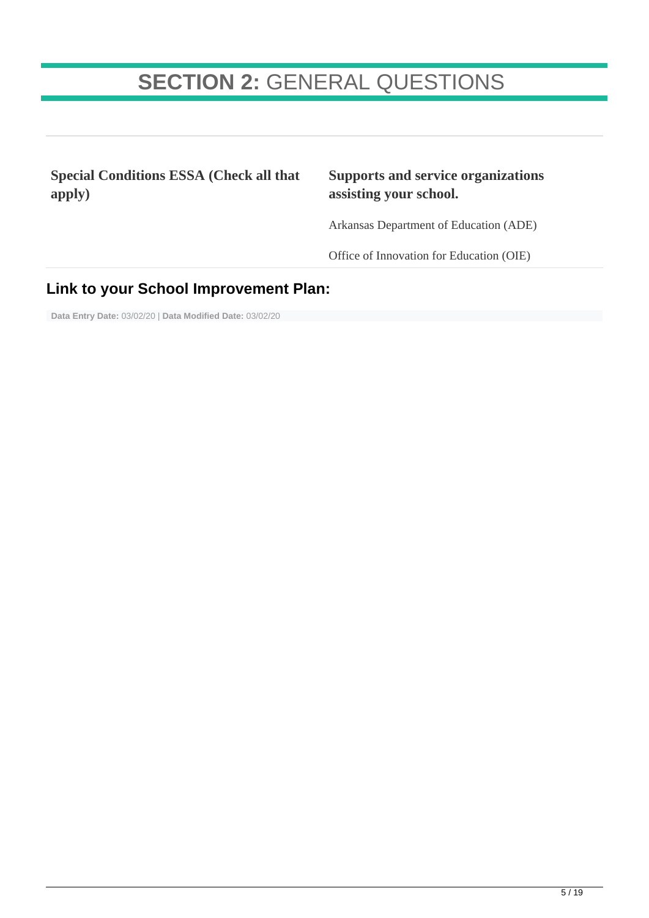# **SECTION 2:** GENERAL QUESTIONS

| **Special Conditions ESSA (Check all that apply)** | **Supports and service organizations assisting your school.** |
|---|---|
| | Arkansas Department of Education (ADE) |
| | Office of Innovation for Education (OIE) |

## Link to your School Improvement Plan:

**Data Entry Date:** 03/02/20 | **Data Modified Date:** 03/02/20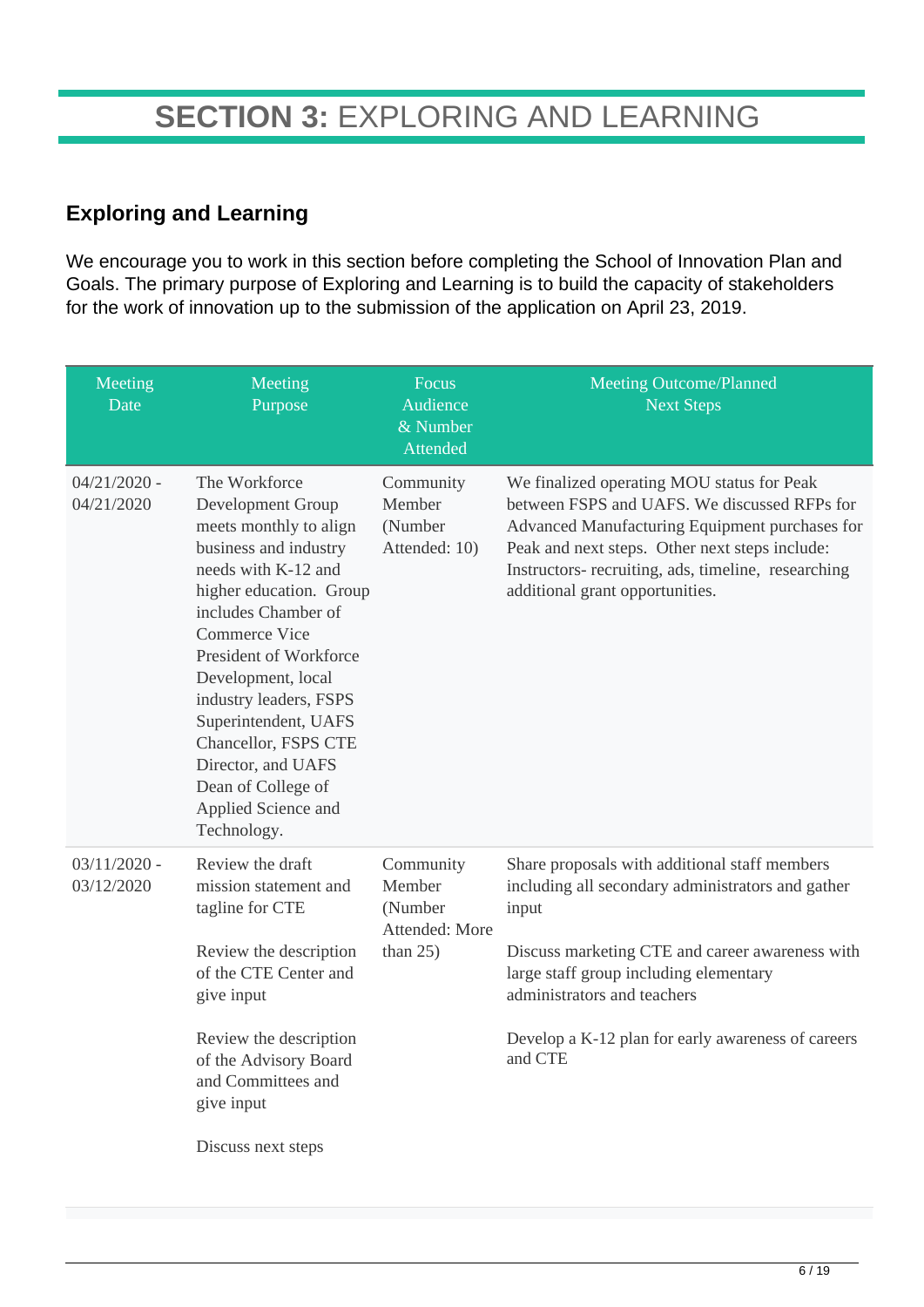# SECTION 3: EXPLORING AND LEARNING

## Exploring and Learning

We encourage you to work in this section before completing the School of Innovation Plan and Goals. The primary purpose of Exploring and Learning is to build the capacity of stakeholders for the work of innovation up to the submission of the application on April 23, 2019.

| Meeting Date | Meeting Purpose | Focus Audience & Number Attended | Meeting Outcome/Planned Next Steps |
|---|---|---|---|
| 04/21/2020 - 04/21/2020 | The Workforce Development Group meets monthly to align business and industry needs with K-12 and higher education. Group includes Chamber of Commerce Vice President of Workforce Development, local industry leaders, FSPS Superintendent, UAFS Chancellor, FSPS CTE Director, and UAFS Dean of College of Applied Science and Technology. | Community Member (Number Attended: 10) | We finalized operating MOU status for Peak between FSPS and UAFS. We discussed RFPs for Advanced Manufacturing Equipment purchases for Peak and next steps. Other next steps include: Instructors- recruiting, ads, timeline, researching additional grant opportunities. |
| 03/11/2020 - 03/12/2020 | Review the draft mission statement and tagline for CTE<br><br>Review the description of the CTE Center and give input<br><br>Review the description of the Advisory Board and Committees and give input<br><br>Discuss next steps | Community Member (Number Attended: More than 25) | Share proposals with additional staff members including all secondary administrators and gather input<br><br>Discuss marketing CTE and career awareness with large staff group including elementary administrators and teachers<br><br>Develop a K-12 plan for early awareness of careers and CTE |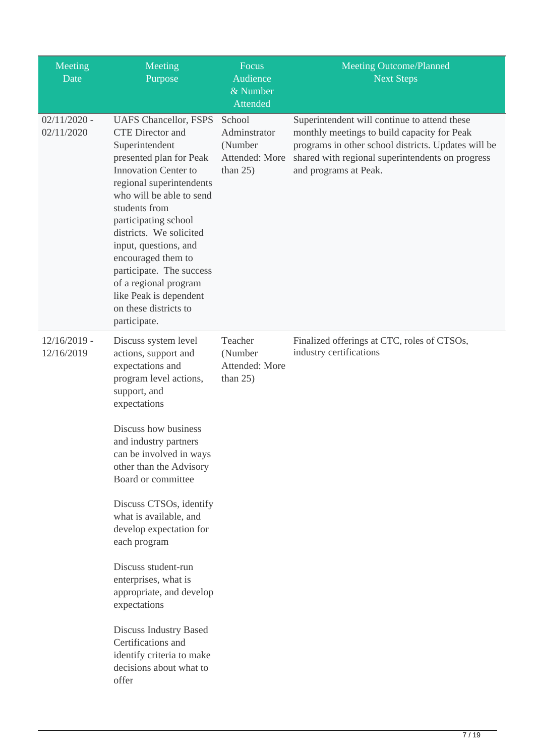| Meeting Date | Meeting Purpose | Focus Audience & Number Attended | Meeting Outcome/Planned Next Steps |
|---|---|---|---|
| 02/11/2020 - 02/11/2020 | UAFS Chancellor, FSPS CTE Director and Superintendent presented plan for Peak Innovation Center to regional superintendents who will be able to send students from participating school districts. We solicited input, questions, and encouraged them to participate. The success of a regional program like Peak is dependent on these districts to participate. | School Adminstrator (Number Attended: More than 25) | Superintendent will continue to attend these monthly meetings to build capacity for Peak programs in other school districts. Updates will be shared with regional superintendents on progress and programs at Peak. |
| 12/16/2019 - 12/16/2019 | Discuss system level actions, support and expectations and program level actions, support, and expectations<br><br>Discuss how business and industry partners can be involved in ways other than the Advisory Board or committee<br><br>Discuss CTSOs, identify what is available, and develop expectation for each program<br><br>Discuss student-run enterprises, what is appropriate, and develop expectations<br><br>Discuss Industry Based Certifications and identify criteria to make decisions about what to offer | Teacher (Number Attended: More than 25) | Finalized offerings at CTC, roles of CTSOs, industry certifications |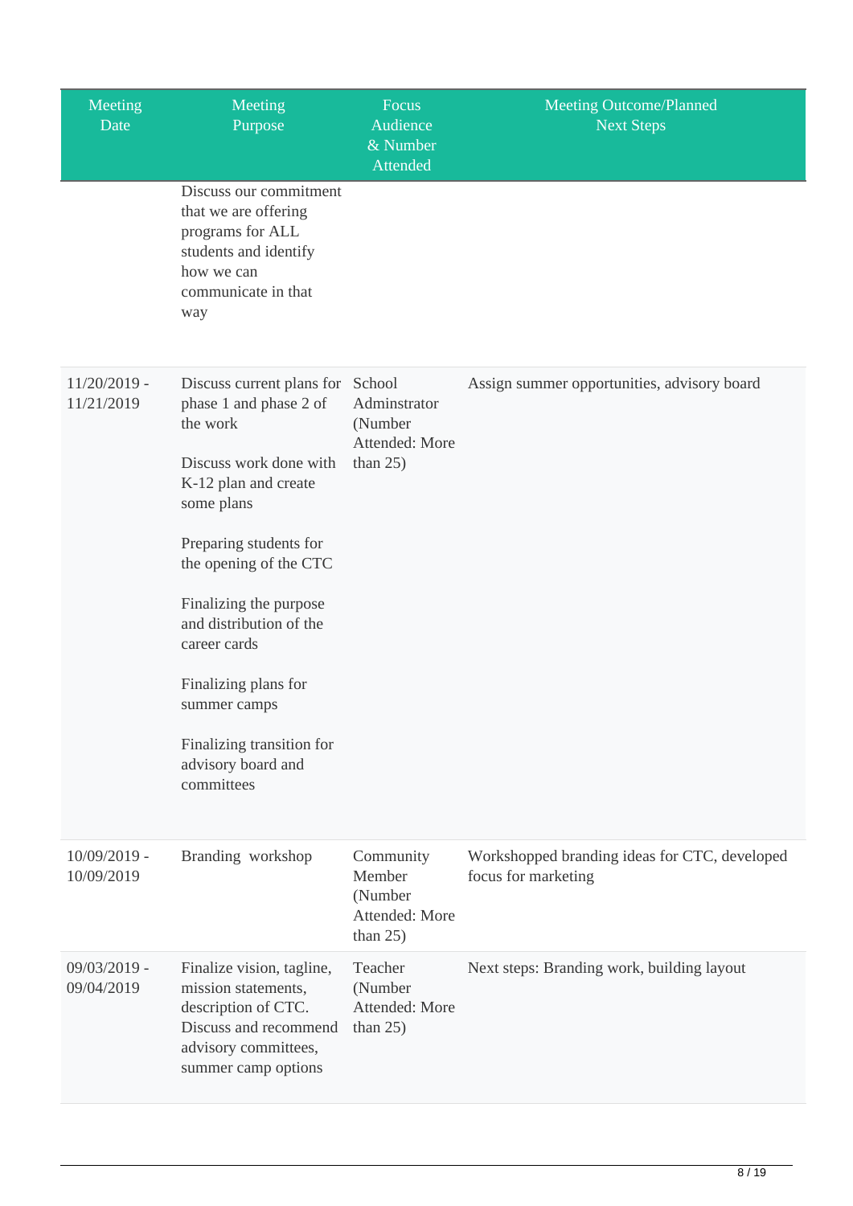| Meeting Date | Meeting Purpose | Focus Audience & Number Attended | Meeting Outcome/Planned Next Steps |
|---|---|---|---|
| | Discuss our commitment that we are offering programs for ALL students and identify how we can communicate in that way | | |
| 11/20/2019 - 11/21/2019 | Discuss current plans for phase 1 and phase 2 of the work<br><br>Discuss work done with K-12 plan and create some plans<br><br>Preparing students for the opening of the CTC<br><br>Finalizing the purpose and distribution of the career cards<br><br>Finalizing plans for summer camps<br><br>Finalizing transition for advisory board and committees | School Adminstrator (Number Attended: More than 25) | Assign summer opportunities, advisory board |
| 10/09/2019 - 10/09/2019 | Branding workshop | Community Member (Number Attended: More than 25) | Workshopped branding ideas for CTC, developed focus for marketing |
| 09/03/2019 - 09/04/2019 | Finalize vision, tagline, mission statements, description of CTC. Discuss and recommend advisory committees, summer camp options | Teacher (Number Attended: More than 25) | Next steps: Branding work, building layout |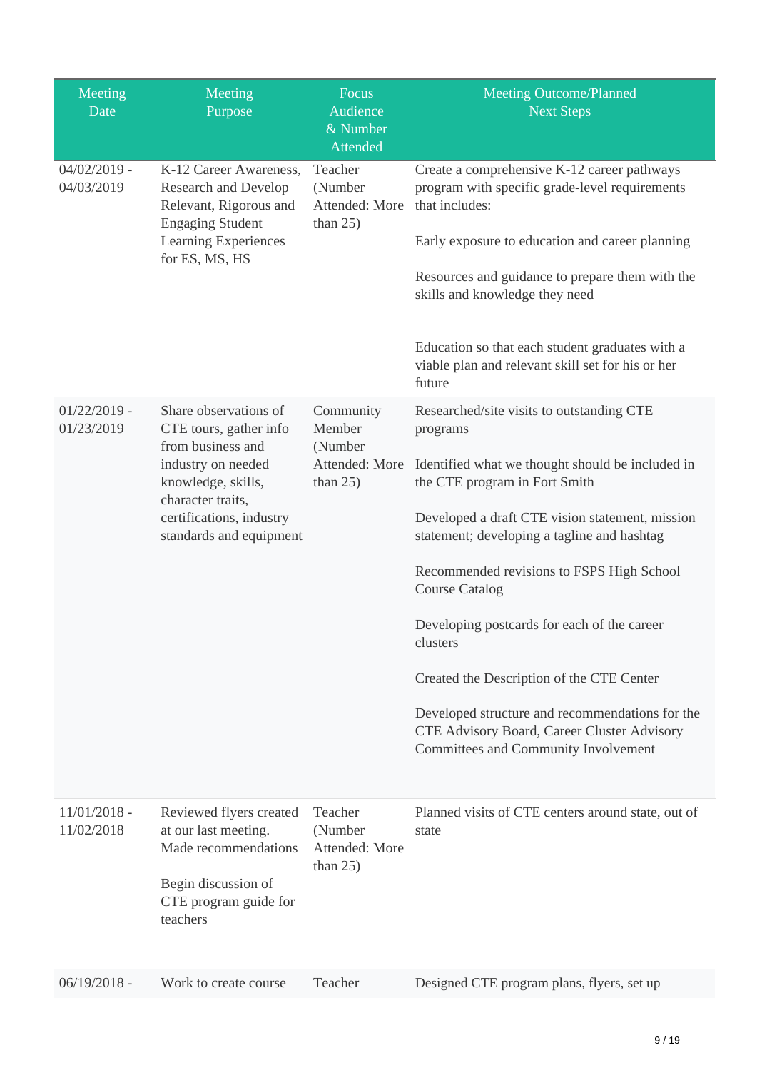| Meeting Date | Meeting Purpose | Focus Audience & Number Attended | Meeting Outcome/Planned Next Steps |
|---|---|---|---|
| 04/02/2019 - 04/03/2019 | K-12 Career Awareness, Research and Develop Relevant, Rigorous and Engaging Student Learning Experiences for ES, MS, HS | Teacher (Number Attended: More than 25) | Create a comprehensive K-12 career pathways program with specific grade-level requirements that includes:<br><br>Early exposure to education and career planning<br><br>Resources and guidance to prepare them with the skills and knowledge they need<br><br>Education so that each student graduates with a viable plan and relevant skill set for his or her future |
| 01/22/2019 - 01/23/2019 | Share observations of CTE tours, gather info from business and industry on needed knowledge, skills, character traits, certifications, industry standards and equipment | Community Member (Number Attended: More than 25) | Researched/site visits to outstanding CTE programs<br><br>Identified what we thought should be included in the CTE program in Fort Smith<br><br>Developed a draft CTE vision statement, mission statement; developing a tagline and hashtag<br><br>Recommended revisions to FSPS High School Course Catalog<br><br>Developing postcards for each of the career clusters<br><br>Created the Description of the CTE Center<br><br>Developed structure and recommendations for the CTE Advisory Board, Career Cluster Advisory Committees and Community Involvement |
| 11/01/2018 - 11/02/2018 | Reviewed flyers created at our last meeting. Made recommendations<br><br>Begin discussion of CTE program guide for teachers | Teacher (Number Attended: More than 25) | Planned visits of CTE centers around state, out of state |
| 06/19/2018 - | Work to create course | Teacher | Designed CTE program plans, flyers, set up |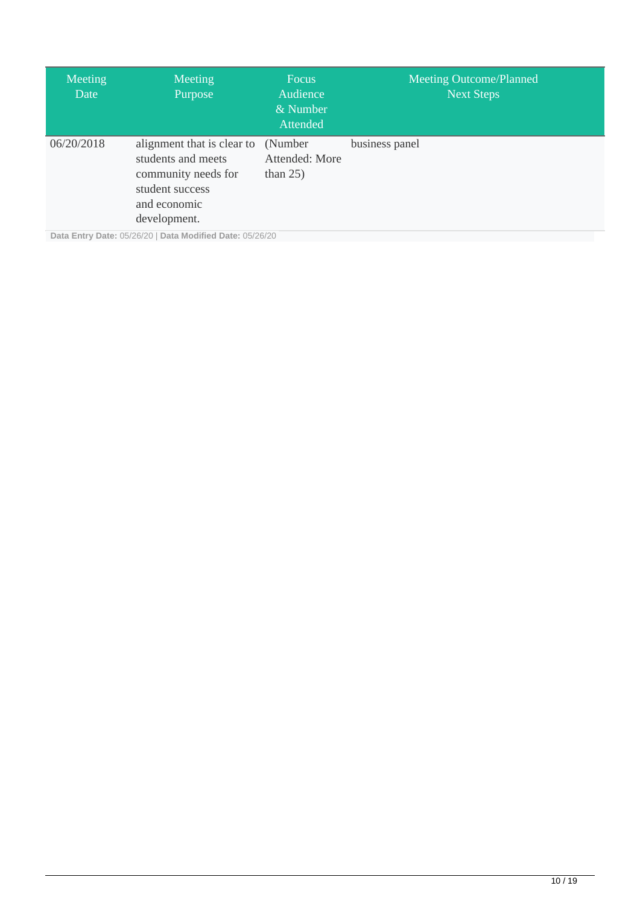| Meeting Date | Meeting Purpose | Focus Audience & Number Attended | Meeting Outcome/Planned Next Steps |
| --- | --- | --- | --- |
| 06/20/2018 | alignment that is clear to students and meets community needs for student success and economic development. | (Number Attended: More than 25) | business panel |

**Data Entry Date:** 05/26/20 | **Data Modified Date:** 05/26/20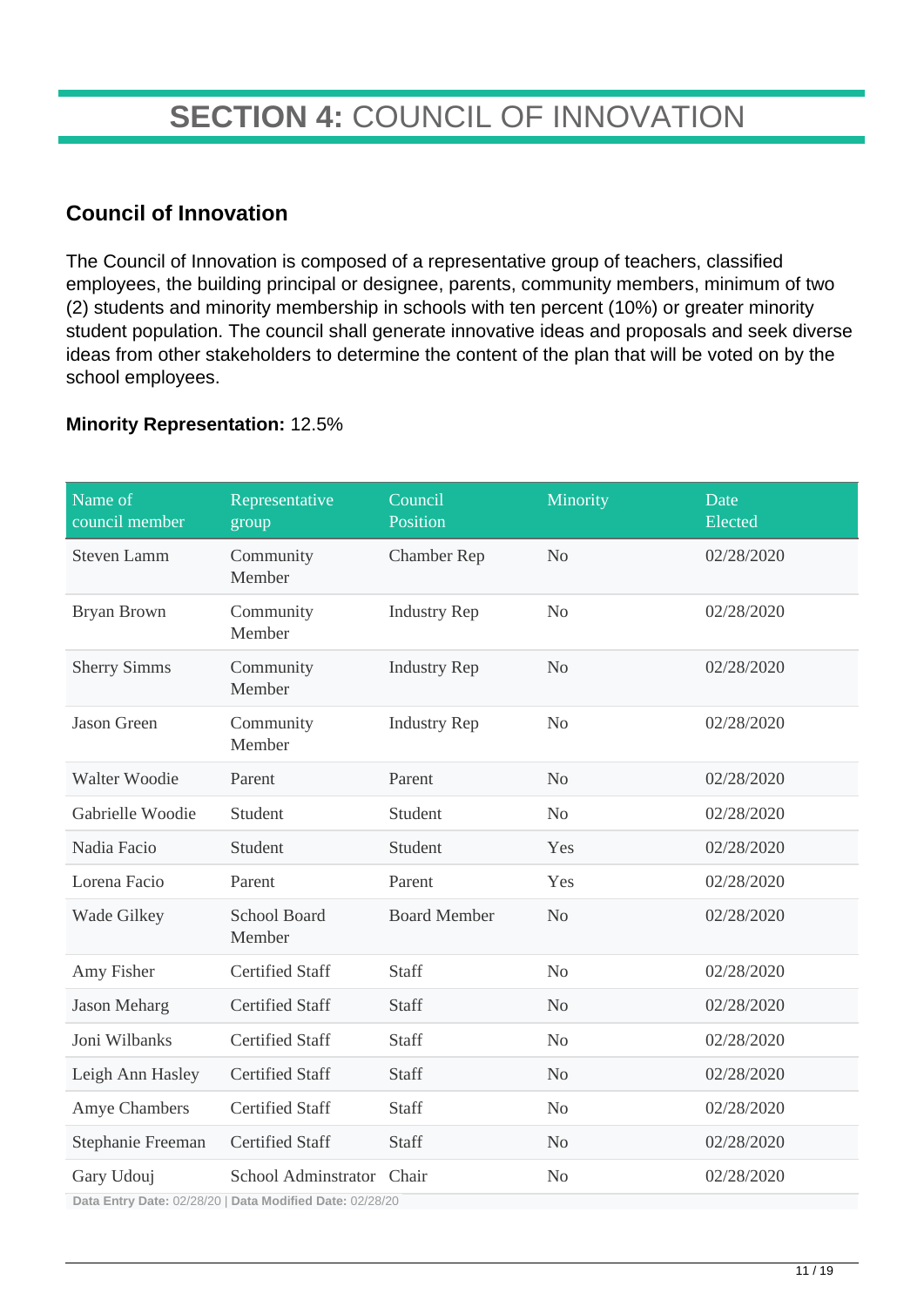# **SECTION 4:** COUNCIL OF INNOVATION

## Council of Innovation

The Council of Innovation is composed of a representative group of teachers, classified employees, the building principal or designee, parents, community members, minimum of two (2) students and minority membership in schools with ten percent (10%) or greater minority student population. The council shall generate innovative ideas and proposals and seek diverse ideas from other stakeholders to determine the content of the plan that will be voted on by the school employees.

**Minority Representation:** 12.5%

| Name of council member | Representative group | Council Position | Minority | Date Elected |
|---|---|---|---|---|
| Steven Lamm | Community Member | Chamber Rep | No | 02/28/2020 |
| Bryan Brown | Community Member | Industry Rep | No | 02/28/2020 |
| Sherry Simms | Community Member | Industry Rep | No | 02/28/2020 |
| Jason Green | Community Member | Industry Rep | No | 02/28/2020 |
| Walter Woodie | Parent | Parent | No | 02/28/2020 |
| Gabrielle Woodie | Student | Student | No | 02/28/2020 |
| Nadia Facio | Student | Student | Yes | 02/28/2020 |
| Lorena Facio | Parent | Parent | Yes | 02/28/2020 |
| Wade Gilkey | School Board Member | Board Member | No | 02/28/2020 |
| Amy Fisher | Certified Staff | Staff | No | 02/28/2020 |
| Jason Meharg | Certified Staff | Staff | No | 02/28/2020 |
| Joni Wilbanks | Certified Staff | Staff | No | 02/28/2020 |
| Leigh Ann Hasley | Certified Staff | Staff | No | 02/28/2020 |
| Amye Chambers | Certified Staff | Staff | No | 02/28/2020 |
| Stephanie Freeman | Certified Staff | Staff | No | 02/28/2020 |
| Gary Udouj | School Adminstrator | Chair | No | 02/28/2020 |

**Data Entry Date:** 02/28/20 | **Data Modified Date:** 02/28/20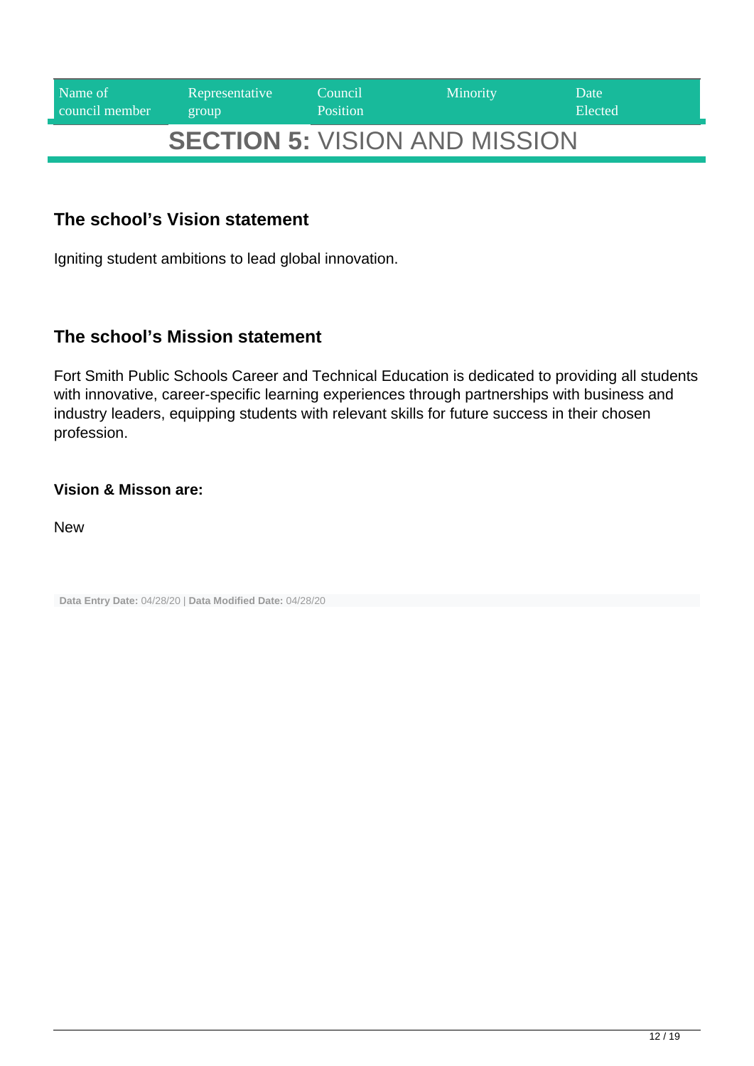| Name of council member | Representative group | Council Position | Minority | Date Elected |
|---|---|---|---|---|

# SECTION 5: VISION AND MISSION

### The school's Vision statement

Igniting student ambitions to lead global innovation.

### The school's Mission statement

Fort Smith Public Schools Career and Technical Education is dedicated to providing all students with innovative, career-specific learning experiences through partnerships with business and industry leaders, equipping students with relevant skills for future success in their chosen profession.

**Vision & Misson are:**

New

**Data Entry Date:** 04/28/20 | **Data Modified Date:** 04/28/20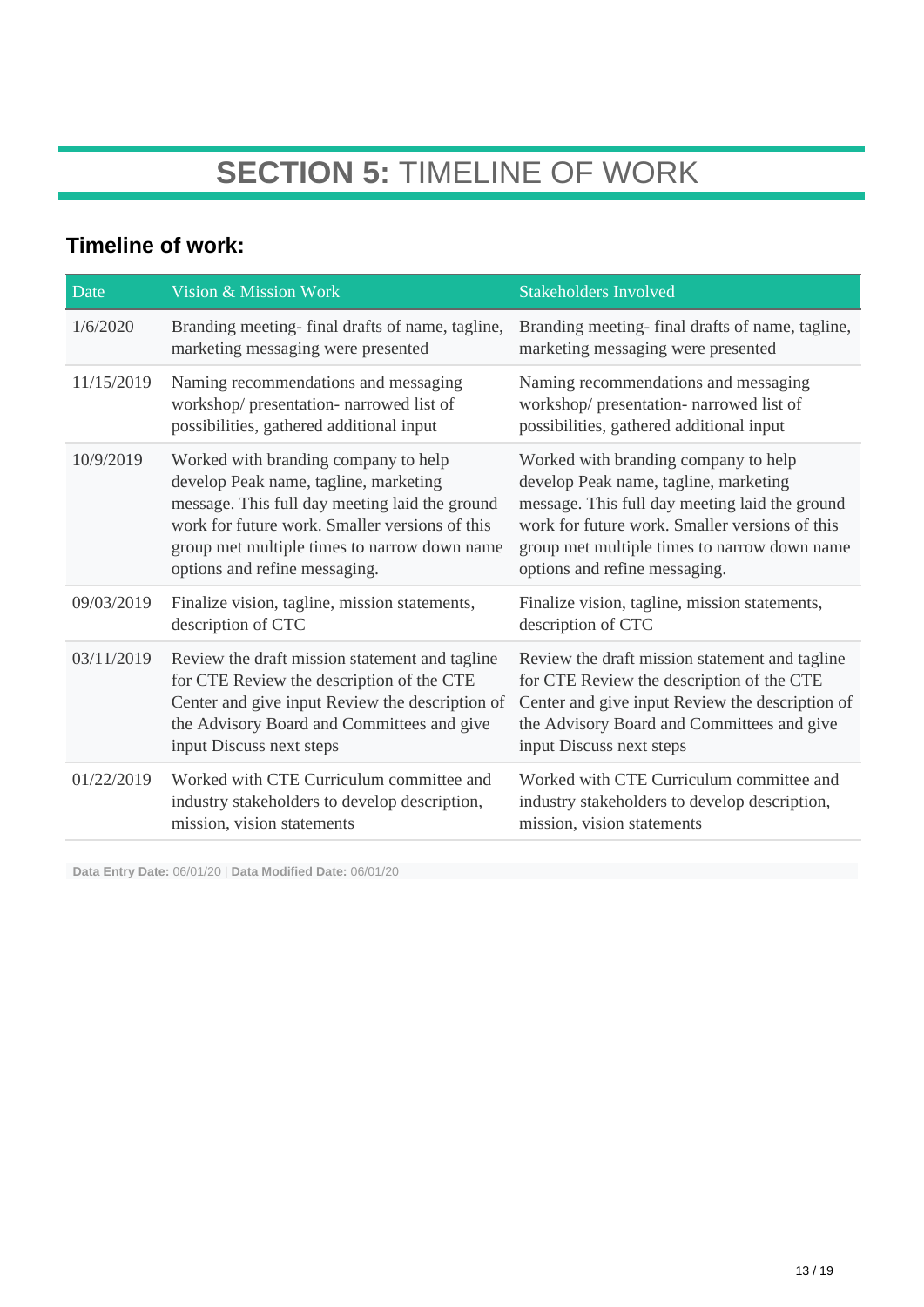# **SECTION 5:** TIMELINE OF WORK

## Timeline of work:

| Date | Vision & Mission Work | Stakeholders Involved |
|---|---|---|
| 1/6/2020 | Branding meeting- final drafts of name, tagline, marketing messaging were presented | Branding meeting- final drafts of name, tagline, marketing messaging were presented |
| 11/15/2019 | Naming recommendations and messaging workshop/ presentation- narrowed list of possibilities, gathered additional input | Naming recommendations and messaging workshop/ presentation- narrowed list of possibilities, gathered additional input |
| 10/9/2019 | Worked with branding company to help develop Peak name, tagline, marketing message. This full day meeting laid the ground work for future work. Smaller versions of this group met multiple times to narrow down name options and refine messaging. | Worked with branding company to help develop Peak name, tagline, marketing message. This full day meeting laid the ground work for future work. Smaller versions of this group met multiple times to narrow down name options and refine messaging. |
| 09/03/2019 | Finalize vision, tagline, mission statements, description of CTC | Finalize vision, tagline, mission statements, description of CTC |
| 03/11/2019 | Review the draft mission statement and tagline for CTE Review the description of the CTE Center and give input Review the description of the Advisory Board and Committees and give input Discuss next steps | Review the draft mission statement and tagline for CTE Review the description of the CTE Center and give input Review the description of the Advisory Board and Committees and give input Discuss next steps |
| 01/22/2019 | Worked with CTE Curriculum committee and industry stakeholders to develop description, mission, vision statements | Worked with CTE Curriculum committee and industry stakeholders to develop description, mission, vision statements |

**Data Entry Date:** 06/01/20 | **Data Modified Date:** 06/01/20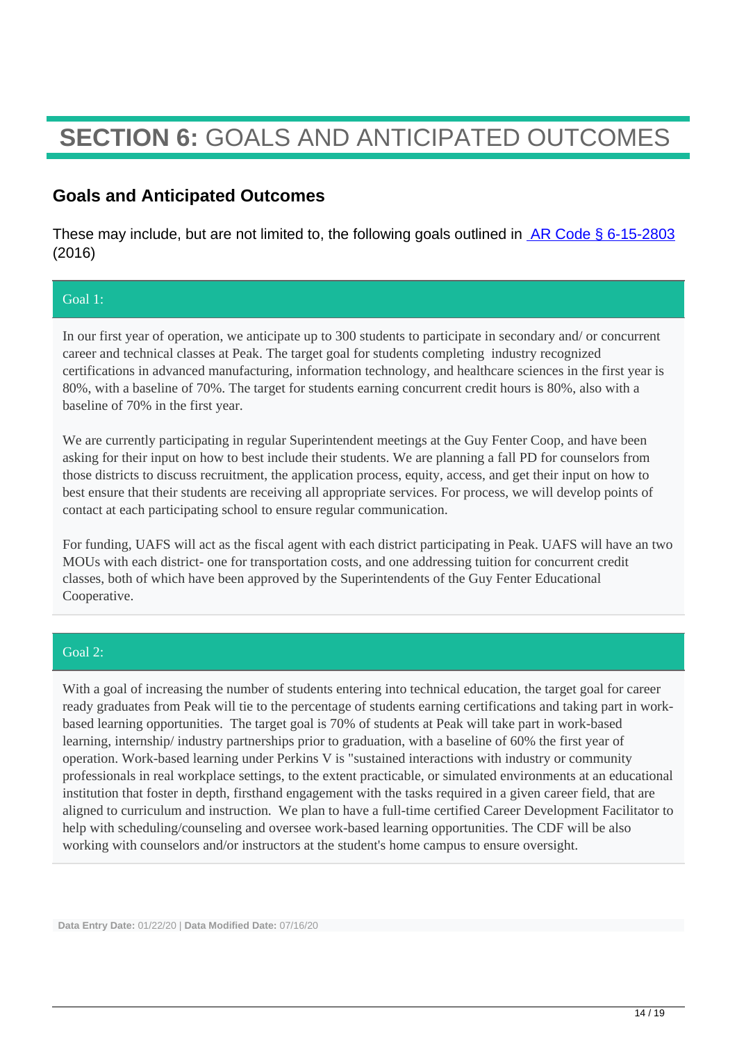# **SECTION 6:** GOALS AND ANTICIPATED OUTCOMES

## Goals and Anticipated Outcomes

These may include, but are not limited to, the following goals outlined in [AR Code § 6-15-2803] (2016)

### Goal 1:

In our first year of operation, we anticipate up to 300 students to participate in secondary and/ or concurrent career and technical classes at Peak. The target goal for students completing industry recognized certifications in advanced manufacturing, information technology, and healthcare sciences in the first year is 80%, with a baseline of 70%. The target for students earning concurrent credit hours is 80%, also with a baseline of 70% in the first year.

We are currently participating in regular Superintendent meetings at the Guy Fenter Coop, and have been asking for their input on how to best include their students. We are planning a fall PD for counselors from those districts to discuss recruitment, the application process, equity, access, and get their input on how to best ensure that their students are receiving all appropriate services. For process, we will develop points of contact at each participating school to ensure regular communication.

For funding, UAFS will act as the fiscal agent with each district participating in Peak. UAFS will have an two MOUs with each district- one for transportation costs, and one addressing tuition for concurrent credit classes, both of which have been approved by the Superintendents of the Guy Fenter Educational Cooperative.

### Goal 2:

With a goal of increasing the number of students entering into technical education, the target goal for career ready graduates from Peak will tie to the percentage of students earning certifications and taking part in work-based learning opportunities. The target goal is 70% of students at Peak will take part in work-based learning, internship/ industry partnerships prior to graduation, with a baseline of 60% the first year of operation. Work-based learning under Perkins V is "sustained interactions with industry or community professionals in real workplace settings, to the extent practicable, or simulated environments at an educational institution that foster in depth, firsthand engagement with the tasks required in a given career field, that are aligned to curriculum and instruction. We plan to have a full-time certified Career Development Facilitator to help with scheduling/counseling and oversee work-based learning opportunities. The CDF will be also working with counselors and/or instructors at the student's home campus to ensure oversight.

**Data Entry Date:** 01/22/20 | **Data Modified Date:** 07/16/20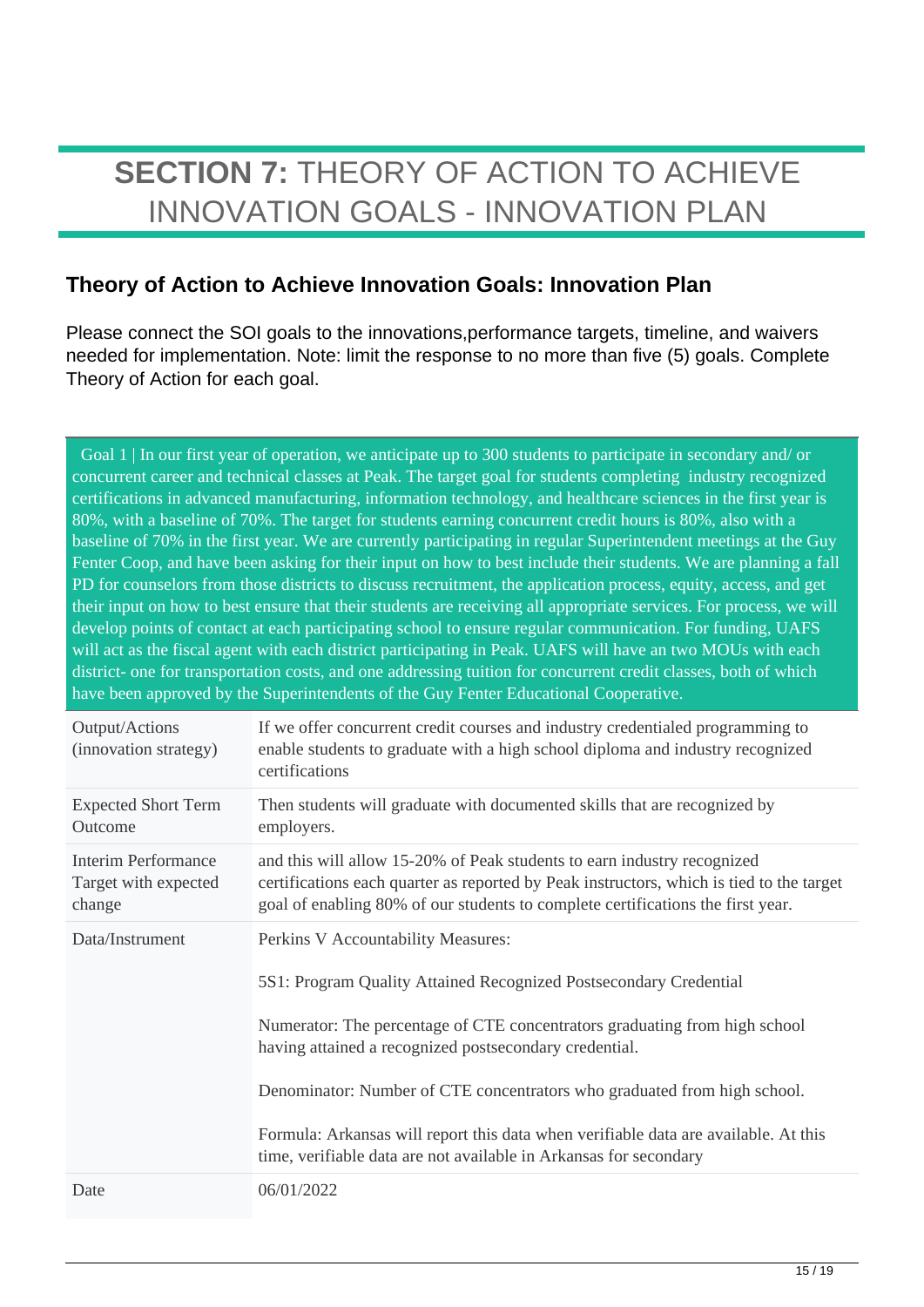# **SECTION 7:** THEORY OF ACTION TO ACHIEVE INNOVATION GOALS - INNOVATION PLAN

## Theory of Action to Achieve Innovation Goals: Innovation Plan

Please connect the SOI goals to the innovations,performance targets, timeline, and waivers needed for implementation. Note: limit the response to no more than five (5) goals. Complete Theory of Action for each goal.

| Goal 1 \| In our first year of operation, we anticipate up to 300 students to participate in secondary and/ or concurrent career and technical classes at Peak. The target goal for students completing industry recognized certifications in advanced manufacturing, information technology, and healthcare sciences in the first year is 80%, with a baseline of 70%. The target for students earning concurrent credit hours is 80%, also with a baseline of 70% in the first year. We are currently participating in regular Superintendent meetings at the Guy Fenter Coop, and have been asking for their input on how to best include their students. We are planning a fall PD for counselors from those districts to discuss recruitment, the application process, equity, access, and get their input on how to best ensure that their students are receiving all appropriate services. For process, we will develop points of contact at each participating school to ensure regular communication. For funding, UAFS will act as the fiscal agent with each district participating in Peak. UAFS will have an two MOUs with each district- one for transportation costs, and one addressing tuition for concurrent credit classes, both of which have been approved by the Superintendents of the Guy Fenter Educational Cooperative. | |
|---|---|
| Output/Actions (innovation strategy) | If we offer concurrent credit courses and industry credentialed programming to enable students to graduate with a high school diploma and industry recognized certifications |
| Expected Short Term Outcome | Then students will graduate with documented skills that are recognized by employers. |
| Interim Performance Target with expected change | and this will allow 15-20% of Peak students to earn industry recognized certifications each quarter as reported by Peak instructors, which is tied to the target goal of enabling 80% of our students to complete certifications the first year. |
| Data/Instrument | Perkins V Accountability Measures:<br><br>5S1: Program Quality Attained Recognized Postsecondary Credential<br><br>Numerator: The percentage of CTE concentrators graduating from high school having attained a recognized postsecondary credential.<br><br>Denominator: Number of CTE concentrators who graduated from high school.<br><br>Formula: Arkansas will report this data when verifiable data are available. At this time, verifiable data are not available in Arkansas for secondary |
| Date | 06/01/2022 |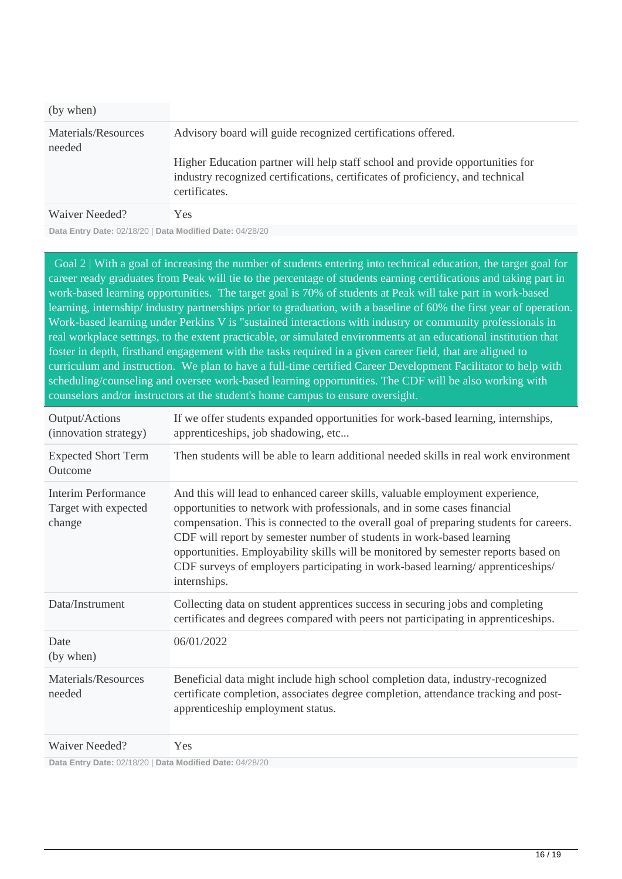| (by when) | |
|---|---|
| Materials/Resources needed | Advisory board will guide recognized certifications offered.<br><br>Higher Education partner will help staff school and provide opportunities for industry recognized certifications, certificates of proficiency, and technical certificates. |
| Waiver Needed? | Yes |

**Data Entry Date:** 02/18/20 | **Data Modified Date:** 04/28/20

Goal 2 | With a goal of increasing the number of students entering into technical education, the target goal for career ready graduates from Peak will tie to the percentage of students earning certifications and taking part in work-based learning opportunities. The target goal is 70% of students at Peak will take part in work-based learning, internship/ industry partnerships prior to graduation, with a baseline of 60% the first year of operation. Work-based learning under Perkins V is "sustained interactions with industry or community professionals in real workplace settings, to the extent practicable, or simulated environments at an educational institution that foster in depth, firsthand engagement with the tasks required in a given career field, that are aligned to curriculum and instruction. We plan to have a full-time certified Career Development Facilitator to help with scheduling/counseling and oversee work-based learning opportunities. The CDF will be also working with counselors and/or instructors at the student's home campus to ensure oversight.

| Output/Actions (innovation strategy) | If we offer students expanded opportunities for work-based learning, internships, apprenticeships, job shadowing, etc... |
|---|---|
| Expected Short Term Outcome | Then students will be able to learn additional needed skills in real work environment |
| Interim Performance Target with expected change | And this will lead to enhanced career skills, valuable employment experience, opportunities to network with professionals, and in some cases financial compensation. This is connected to the overall goal of preparing students for careers. CDF will report by semester number of students in work-based learning opportunities. Employability skills will be monitored by semester reports based on CDF surveys of employers participating in work-based learning/ apprenticeships/ internships. |
| Data/Instrument | Collecting data on student apprentices success in securing jobs and completing certificates and degrees compared with peers not participating in apprenticeships. |
| Date (by when) | 06/01/2022 |
| Materials/Resources needed | Beneficial data might include high school completion data, industry-recognized certificate completion, associates degree completion, attendance tracking and post-apprenticeship employment status. |
| Waiver Needed? | Yes |

**Data Entry Date:** 02/18/20 | **Data Modified Date:** 04/28/20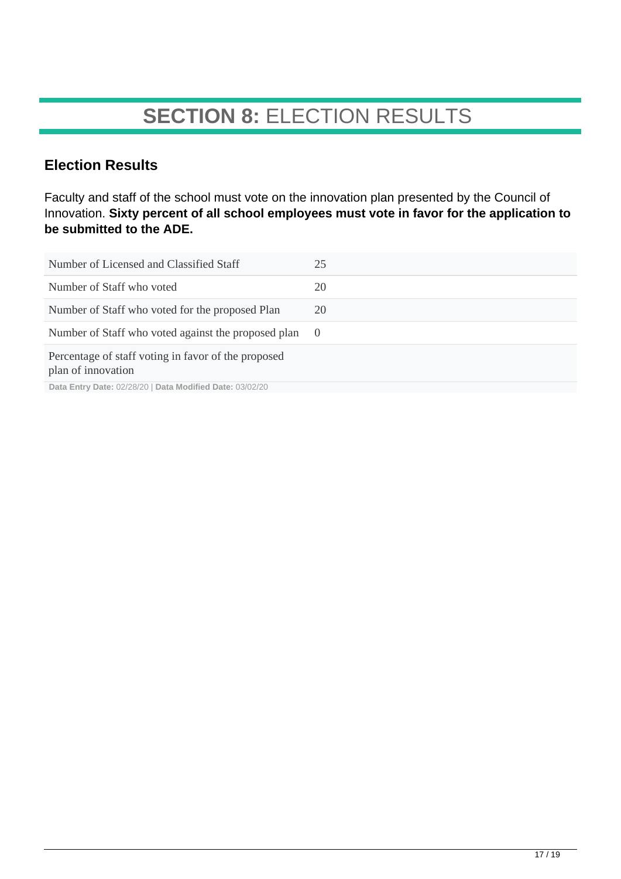# **SECTION 8:** ELECTION RESULTS

## Election Results

Faculty and staff of the school must vote on the innovation plan presented by the Council of Innovation. **Sixty percent of all school employees must vote in favor for the application to be submitted to the ADE.**

| | |
|---|---|
| Number of Licensed and Classified Staff | 25 |
| Number of Staff who voted | 20 |
| Number of Staff who voted for the proposed Plan | 20 |
| Number of Staff who voted against the proposed plan | 0 |
| Percentage of staff voting in favor of the proposed plan of innovation | |

**Data Entry Date:** 02/28/20 | **Data Modified Date:** 03/02/20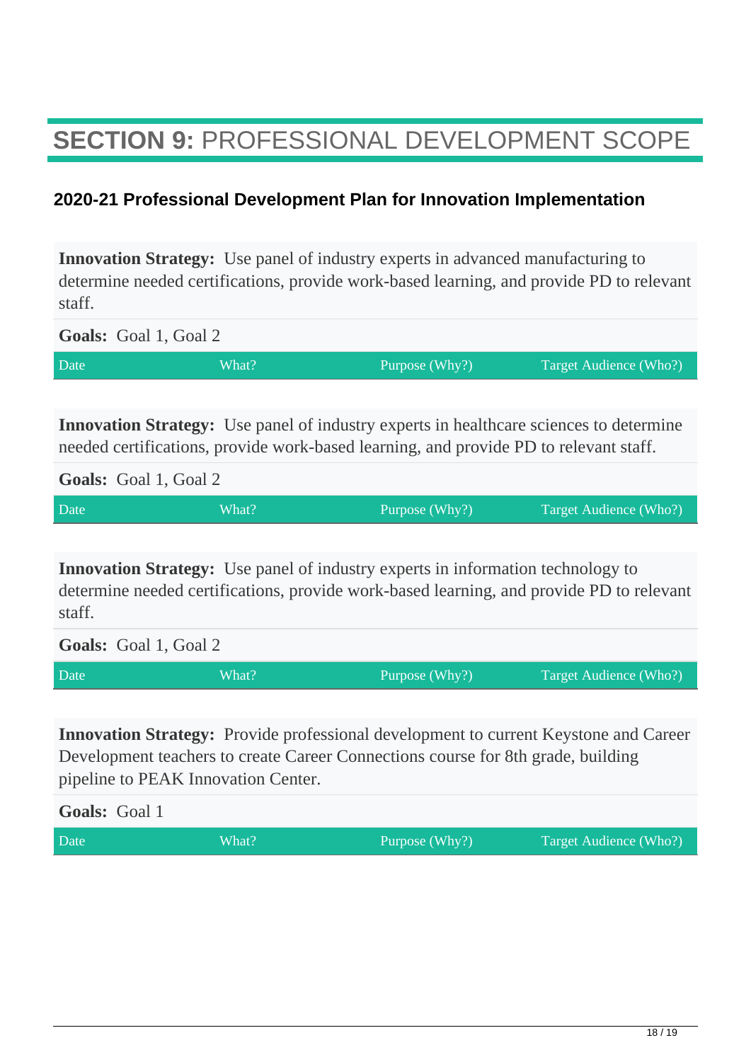# **SECTION 9:** PROFESSIONAL DEVELOPMENT SCOPE

## 2020-21 Professional Development Plan for Innovation Implementation

**Innovation Strategy:** Use panel of industry experts in advanced manufacturing to determine needed certifications, provide work-based learning, and provide PD to relevant staff.

**Goals:** Goal 1, Goal 2

| Date | What? | Purpose (Why?) | Target Audience (Who?) |
| --- | --- | --- | --- |

**Innovation Strategy:** Use panel of industry experts in healthcare sciences to determine needed certifications, provide work-based learning, and provide PD to relevant staff.

**Goals:** Goal 1, Goal 2

| Date | What? | Purpose (Why?) | Target Audience (Who?) |
| --- | --- | --- | --- |

**Innovation Strategy:** Use panel of industry experts in information technology to determine needed certifications, provide work-based learning, and provide PD to relevant staff.

**Goals:** Goal 1, Goal 2

| Date | What? | Purpose (Why?) | Target Audience (Who?) |
| --- | --- | --- | --- |

**Innovation Strategy:** Provide professional development to current Keystone and Career Development teachers to create Career Connections course for 8th grade, building pipeline to PEAK Innovation Center.

**Goals:** Goal 1

| Date | What? | Purpose (Why?) | Target Audience (Who?) |
| --- | --- | --- | --- |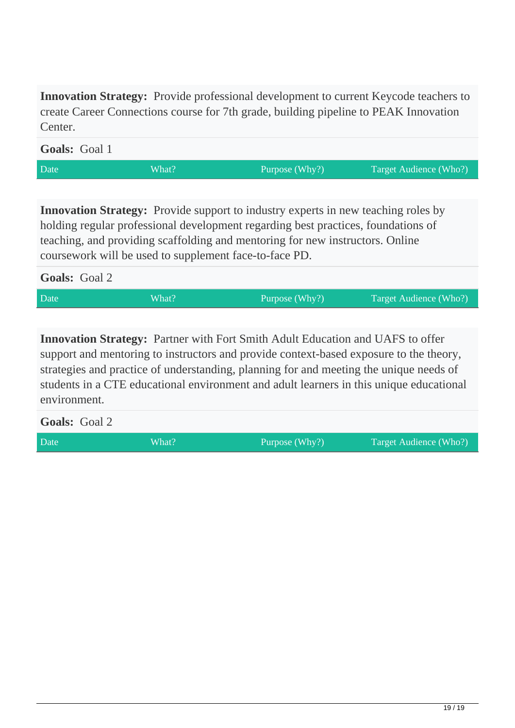**Innovation Strategy:** Provide professional development to current Keycode teachers to create Career Connections course for 7th grade, building pipeline to PEAK Innovation Center.

**Goals:** Goal 1

| Date | What? | Purpose (Why?) | Target Audience (Who?) |
| --- | --- | --- | --- |

**Innovation Strategy:** Provide support to industry experts in new teaching roles by holding regular professional development regarding best practices, foundations of teaching, and providing scaffolding and mentoring for new instructors. Online coursework will be used to supplement face-to-face PD.

**Goals:** Goal 2

| Date | What? | Purpose (Why?) | Target Audience (Who?) |
| --- | --- | --- | --- |

**Innovation Strategy:** Partner with Fort Smith Adult Education and UAFS to offer support and mentoring to instructors and provide context-based exposure to the theory, strategies and practice of understanding, planning for and meeting the unique needs of students in a CTE educational environment and adult learners in this unique educational environment.

**Goals:** Goal 2

| Date | What? | Purpose (Why?) | Target Audience (Who?) |
| --- | --- | --- | --- |